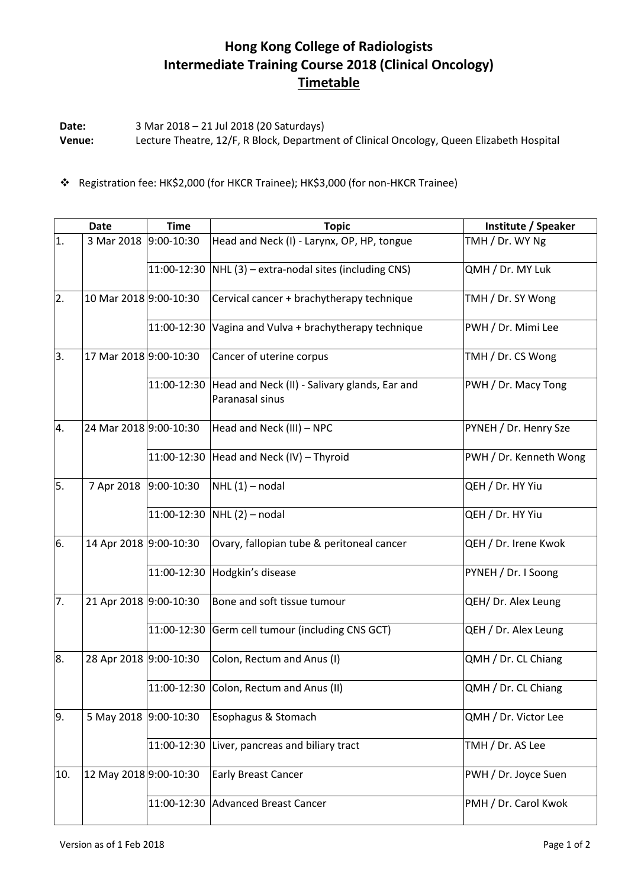# Hong Kong College of Radiologists
# Intermediate Training Course 2018 (Clinical Oncology)
## Timetable

**Date:** 3 Mar 2018 – 21 Jul 2018 (20 Saturdays)
**Venue:** Lecture Theatre, 12/F, R Block, Department of Clinical Oncology, Queen Elizabeth Hospital

- Registration fee: HK$2,000 (for HKCR Trainee); HK$3,000 (for non-HKCR Trainee)

| Date | | Time | Topic | Institute / Speaker |
|---|---|---|---|---|
| 1. | 3 Mar 2018 | 9:00-10:30 | Head and Neck (I) - Larynx, OP, HP, tongue | TMH / Dr. WY Ng |
| | | 11:00-12:30 | NHL (3) – extra-nodal sites (including CNS) | QMH / Dr. MY Luk |
| 2. | 10 Mar 2018 | 9:00-10:30 | Cervical cancer + brachytherapy technique | TMH / Dr. SY Wong |
| | | 11:00-12:30 | Vagina and Vulva + brachytherapy technique | PWH / Dr. Mimi Lee |
| 3. | 17 Mar 2018 | 9:00-10:30 | Cancer of uterine corpus | TMH / Dr. CS Wong |
| | | 11:00-12:30 | Head and Neck (II) - Salivary glands, Ear and Paranasal sinus | PWH / Dr. Macy Tong |
| 4. | 24 Mar 2018 | 9:00-10:30 | Head and Neck (III) – NPC | PYNEH / Dr. Henry Sze |
| | | 11:00-12:30 | Head and Neck (IV) – Thyroid | PWH / Dr. Kenneth Wong |
| 5. | 7 Apr 2018 | 9:00-10:30 | NHL (1) – nodal | QEH / Dr. HY Yiu |
| | | 11:00-12:30 | NHL (2) – nodal | QEH / Dr. HY Yiu |
| 6. | 14 Apr 2018 | 9:00-10:30 | Ovary, fallopian tube & peritoneal cancer | QEH / Dr. Irene Kwok |
| | | 11:00-12:30 | Hodgkin's disease | PYNEH / Dr. I Soong |
| 7. | 21 Apr 2018 | 9:00-10:30 | Bone and soft tissue tumour | QEH/ Dr. Alex Leung |
| | | 11:00-12:30 | Germ cell tumour (including CNS GCT) | QEH / Dr. Alex Leung |
| 8. | 28 Apr 2018 | 9:00-10:30 | Colon, Rectum and Anus (I) | QMH / Dr. CL Chiang |
| | | 11:00-12:30 | Colon, Rectum and Anus (II) | QMH / Dr. CL Chiang |
| 9. | 5 May 2018 | 9:00-10:30 | Esophagus & Stomach | QMH / Dr. Victor Lee |
| | | 11:00-12:30 | Liver, pancreas and biliary tract | TMH / Dr. AS Lee |
| 10. | 12 May 2018 | 9:00-10:30 | Early Breast Cancer | PWH / Dr. Joyce Suen |
| | | 11:00-12:30 | Advanced Breast Cancer | PMH / Dr. Carol Kwok |

Version as of 1 Feb 2018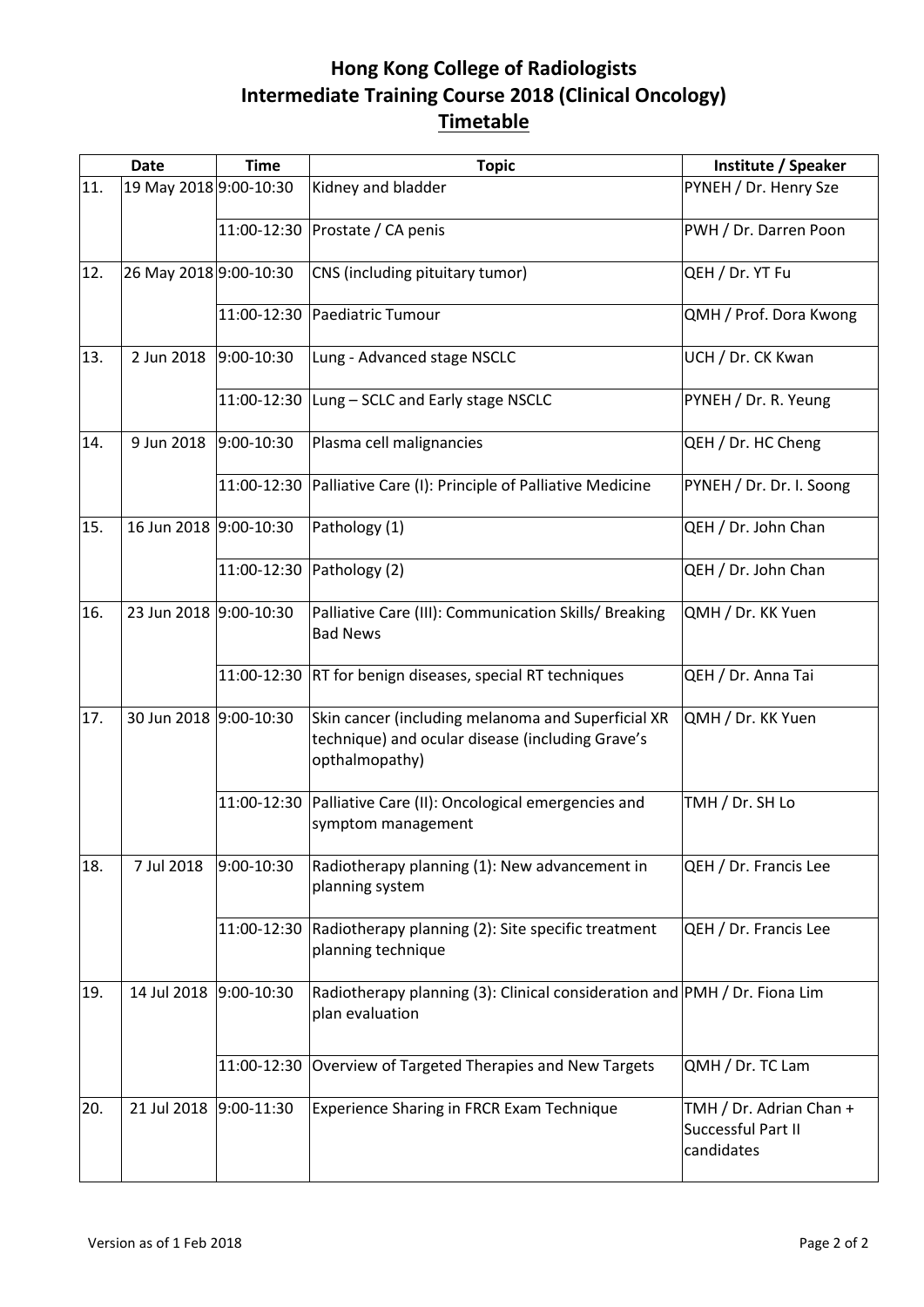# Hong Kong College of Radiologists
## Intermediate Training Course 2018 (Clinical Oncology)
### Timetable

| Date | | Time | Topic | Institute / Speaker |
|---|---|---|---|---|
| 11. | 19 May 2018 | 9:00-10:30 | Kidney and bladder | PYNEH / Dr. Henry Sze |
| | | 11:00-12:30 | Prostate / CA penis | PWH / Dr. Darren Poon |
| 12. | 26 May 2018 | 9:00-10:30 | CNS (including pituitary tumor) | QEH / Dr. YT Fu |
| | | 11:00-12:30 | Paediatric Tumour | QMH / Prof. Dora Kwong |
| 13. | 2 Jun 2018 | 9:00-10:30 | Lung - Advanced stage NSCLC | UCH / Dr. CK Kwan |
| | | 11:00-12:30 | Lung – SCLC and Early stage NSCLC | PYNEH / Dr. R. Yeung |
| 14. | 9 Jun 2018 | 9:00-10:30 | Plasma cell malignancies | QEH / Dr. HC Cheng |
| | | 11:00-12:30 | Palliative Care (I): Principle of Palliative Medicine | PYNEH / Dr. Dr. I. Soong |
| 15. | 16 Jun 2018 | 9:00-10:30 | Pathology (1) | QEH / Dr. John Chan |
| | | 11:00-12:30 | Pathology (2) | QEH / Dr. John Chan |
| 16. | 23 Jun 2018 | 9:00-10:30 | Palliative Care (III): Communication Skills/ Breaking Bad News | QMH / Dr. KK Yuen |
| | | 11:00-12:30 | RT for benign diseases, special RT techniques | QEH / Dr. Anna Tai |
| 17. | 30 Jun 2018 | 9:00-10:30 | Skin cancer (including melanoma and Superficial XR technique) and ocular disease (including Grave's opthalmopathy) | QMH / Dr. KK Yuen |
| | | 11:00-12:30 | Palliative Care (II): Oncological emergencies and symptom management | TMH / Dr. SH Lo |
| 18. | 7 Jul 2018 | 9:00-10:30 | Radiotherapy planning (1): New advancement in planning system | QEH / Dr. Francis Lee |
| | | 11:00-12:30 | Radiotherapy planning (2): Site specific treatment planning technique | QEH / Dr. Francis Lee |
| 19. | 14 Jul 2018 | 9:00-10:30 | Radiotherapy planning (3): Clinical consideration and plan evaluation | PMH / Dr. Fiona Lim |
| | | 11:00-12:30 | Overview of Targeted Therapies and New Targets | QMH / Dr. TC Lam |
| 20. | 21 Jul 2018 | 9:00-11:30 | Experience Sharing in FRCR Exam Technique | TMH / Dr. Adrian Chan + Successful Part II candidates |

Version as of 1 Feb 2018